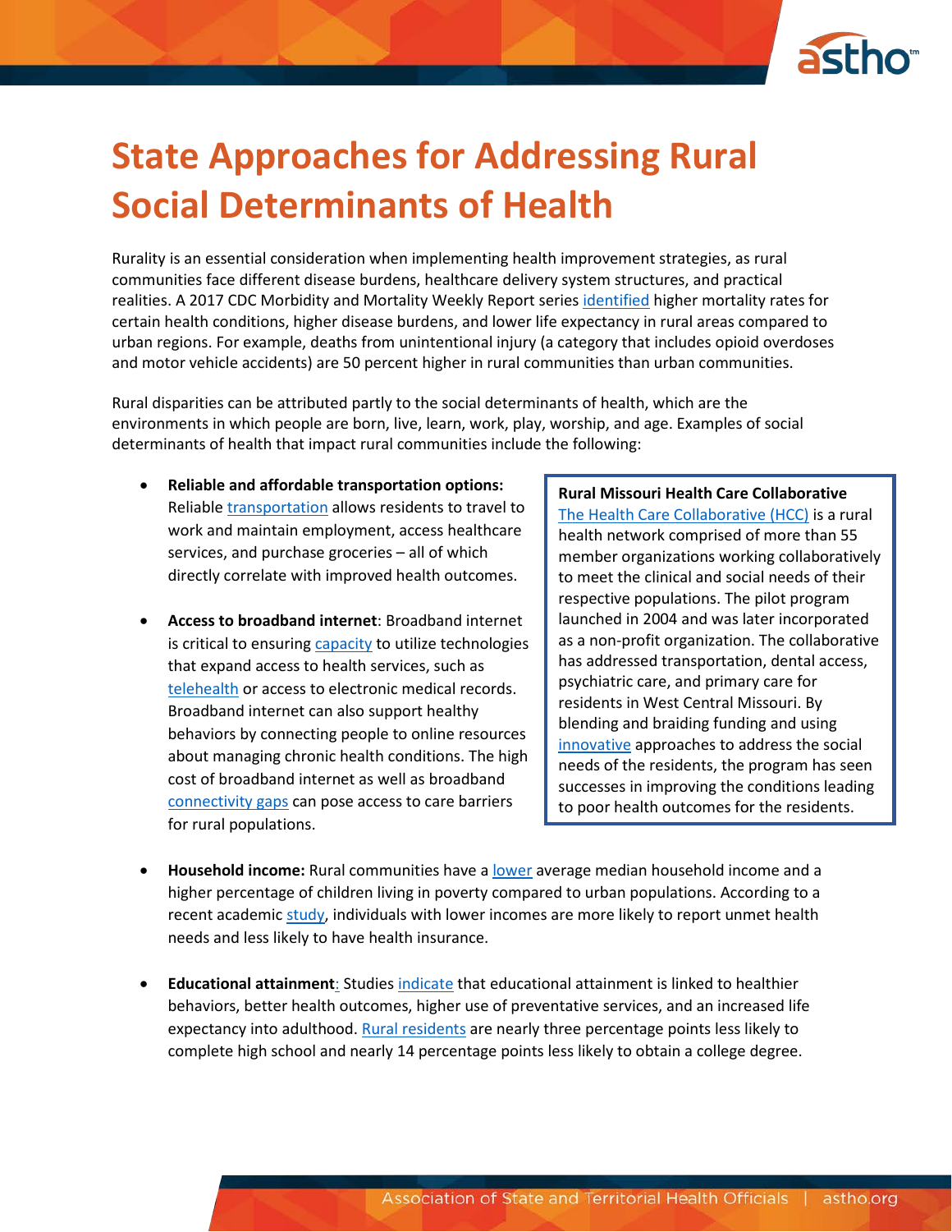# State Approaches for Addressing Rural Social Determinants of Health

Rurality is an essential consideration when implementing health improvement strategies, as rural communities face different disease burdens, healthcare delivery system structures, and practical realities. A 2017 CDC Morbidity and Mortality Weekly Report series identified higher mortality rates for certain health conditions, higher disease burdens, and lower life expectancy in rural areas compared to urban regions. For example, deaths from unintentional injury (a category that includes opioid overdoses and motor vehicle accidents) are 50 percent higher in rural communities than urban communities.

Rural disparities can be attributed partly to the social determinants of health, which are the environments in which people are born, live, learn, work, play, worship, and age. Examples of social determinants of health that impact rural communities include the following:

- **Reliable and affordable transportation options:** Reliable transportation allows residents to travel to work and maintain employment, access healthcare services, and purchase groceries – all of which directly correlate with improved health outcomes.
- **Access to broadband internet**: Broadband internet is critical to ensuring capacity to utilize technologies that expand access to health services, such as telehealth or access to electronic medical records. Broadband internet can also support healthy behaviors by connecting people to online resources about managing chronic health conditions. The high cost of broadband internet as well as broadband connectivity gaps can pose access to care barriers for rural populations.

> **Rural Missouri Health Care Collaborative**
> The Health Care Collaborative (HCC) is a rural health network comprised of more than 55 member organizations working collaboratively to meet the clinical and social needs of their respective populations. The pilot program launched in 2004 and was later incorporated as a non-profit organization. The collaborative has addressed transportation, dental access, psychiatric care, and primary care for residents in West Central Missouri. By blending and braiding funding and using innovative approaches to address the social needs of the residents, the program has seen successes in improving the conditions leading to poor health outcomes for the residents.

- **Household income:** Rural communities have a lower average median household income and a higher percentage of children living in poverty compared to urban populations. According to a recent academic study, individuals with lower incomes are more likely to report unmet health needs and less likely to have health insurance.
- **Educational attainment**: Studies indicate that educational attainment is linked to healthier behaviors, better health outcomes, higher use of preventative services, and an increased life expectancy into adulthood. Rural residents are nearly three percentage points less likely to complete high school and nearly 14 percentage points less likely to obtain a college degree.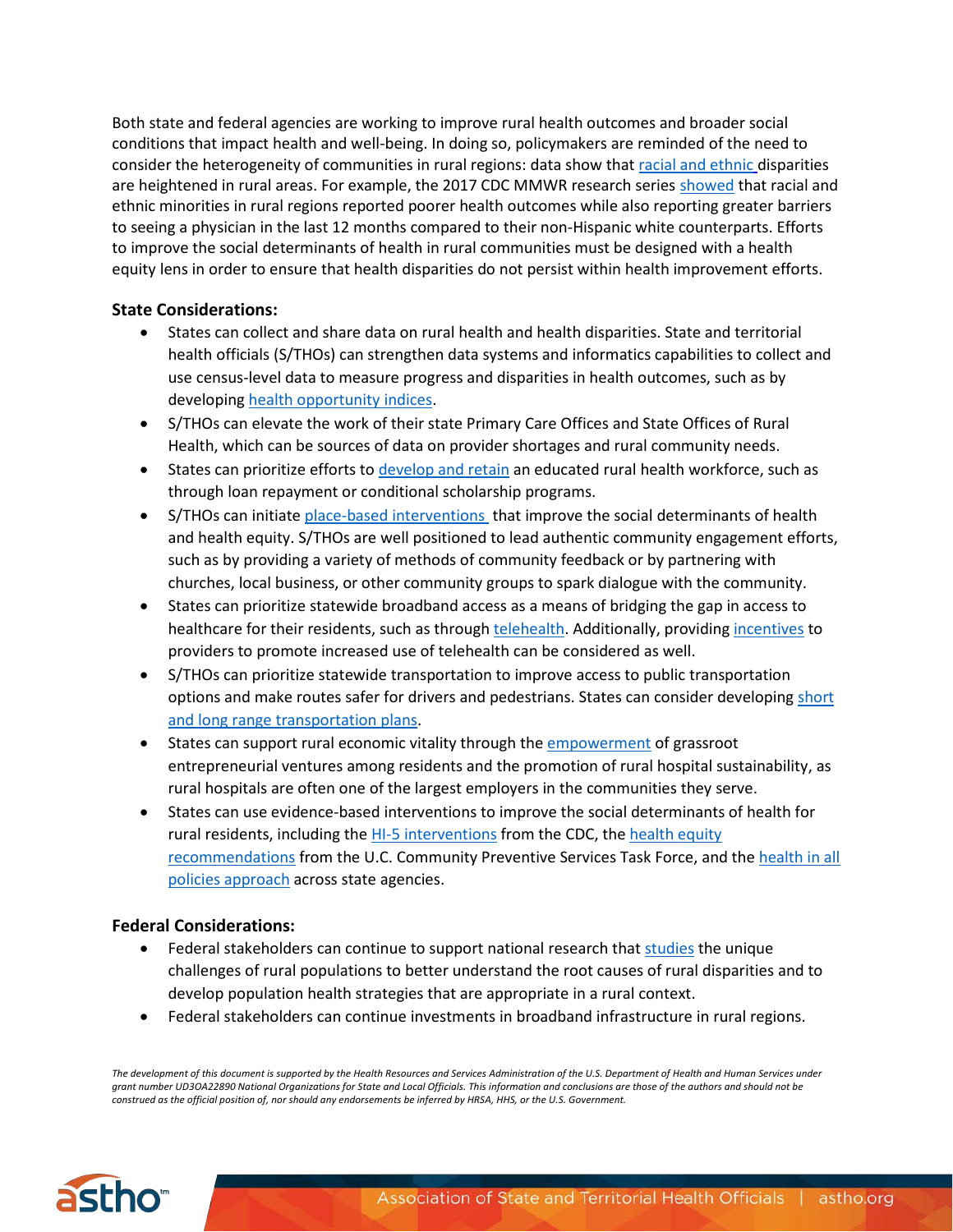Both state and federal agencies are working to improve rural health outcomes and broader social conditions that impact health and well-being. In doing so, policymakers are reminded of the need to consider the heterogeneity of communities in rural regions: data show that racial and ethnic disparities are heightened in rural areas. For example, the 2017 CDC MMWR research series showed that racial and ethnic minorities in rural regions reported poorer health outcomes while also reporting greater barriers to seeing a physician in the last 12 months compared to their non-Hispanic white counterparts. Efforts to improve the social determinants of health in rural communities must be designed with a health equity lens in order to ensure that health disparities do not persist within health improvement efforts.

**State Considerations:**

- States can collect and share data on rural health and health disparities. State and territorial health officials (S/THOs) can strengthen data systems and informatics capabilities to collect and use census-level data to measure progress and disparities in health outcomes, such as by developing health opportunity indices.
- S/THOs can elevate the work of their state Primary Care Offices and State Offices of Rural Health, which can be sources of data on provider shortages and rural community needs.
- States can prioritize efforts to develop and retain an educated rural health workforce, such as through loan repayment or conditional scholarship programs.
- S/THOs can initiate place-based interventions that improve the social determinants of health and health equity. S/THOs are well positioned to lead authentic community engagement efforts, such as by providing a variety of methods of community feedback or by partnering with churches, local business, or other community groups to spark dialogue with the community.
- States can prioritize statewide broadband access as a means of bridging the gap in access to healthcare for their residents, such as through telehealth. Additionally, providing incentives to providers to promote increased use of telehealth can be considered as well.
- S/THOs can prioritize statewide transportation to improve access to public transportation options and make routes safer for drivers and pedestrians. States can consider developing short and long range transportation plans.
- States can support rural economic vitality through the empowerment of grassroot entrepreneurial ventures among residents and the promotion of rural hospital sustainability, as rural hospitals are often one of the largest employers in the communities they serve.
- States can use evidence-based interventions to improve the social determinants of health for rural residents, including the HI-5 interventions from the CDC, the health equity recommendations from the U.C. Community Preventive Services Task Force, and the health in all policies approach across state agencies.

**Federal Considerations:**

- Federal stakeholders can continue to support national research that studies the unique challenges of rural populations to better understand the root causes of rural disparities and to develop population health strategies that are appropriate in a rural context.
- Federal stakeholders can continue investments in broadband infrastructure in rural regions.

*The development of this document is supported by the Health Resources and Services Administration of the U.S. Department of Health and Human Services under grant number UD3OA22890 National Organizations for State and Local Officials. This information and conclusions are those of the authors and should not be construed as the official position of, nor should any endorsements be inferred by HRSA, HHS, or the U.S. Government.*